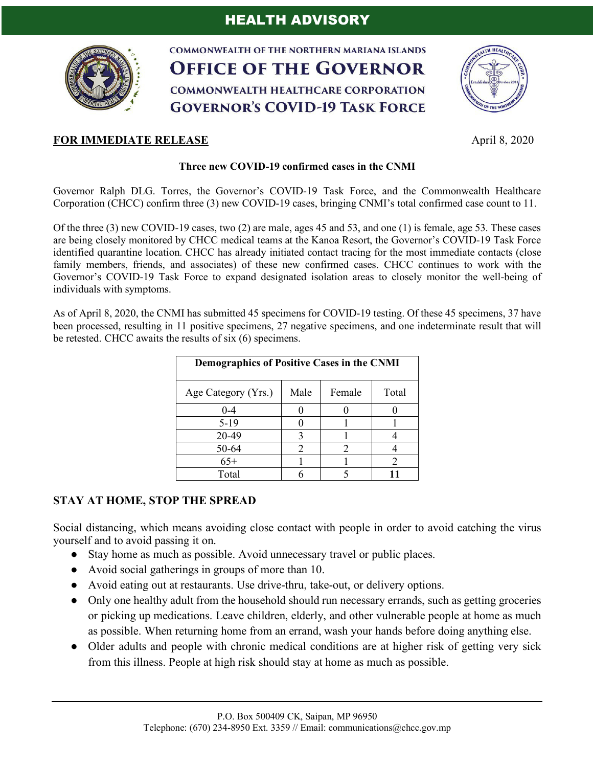# HEALTH ADVISORY

COMMONWEALTH OF THE NORTHERN MARIANA ISLANDS

**OFFICE OF THE GOVERNOR**

COMMONWEALTH HEALTHCARE CORPORATION

**GOVERNOR'S COVID-19 TASK FORCE**

**FOR IMMEDIATE RELEASE** April 8, 2020

**Three new COVID-19 confirmed cases in the CNMI**

Governor Ralph DLG. Torres, the Governor's COVID-19 Task Force, and the Commonwealth Healthcare Corporation (CHCC) confirm three (3) new COVID-19 cases, bringing CNMI's total confirmed case count to 11.

Of the three (3) new COVID-19 cases, two (2) are male, ages 45 and 53, and one (1) is female, age 53. These cases are being closely monitored by CHCC medical teams at the Kanoa Resort, the Governor's COVID-19 Task Force identified quarantine location. CHCC has already initiated contact tracing for the most immediate contacts (close family members, friends, and associates) of these new confirmed cases. CHCC continues to work with the Governor's COVID-19 Task Force to expand designated isolation areas to closely monitor the well-being of individuals with symptoms.

As of April 8, 2020, the CNMI has submitted 45 specimens for COVID-19 testing. Of these 45 specimens, 37 have been processed, resulting in 11 positive specimens, 27 negative specimens, and one indeterminate result that will be retested. CHCC awaits the results of six (6) specimens.

| Demographics of Positive Cases in the CNMI | | | |
|---|---|---|---|
| Age Category (Yrs.) | Male | Female | Total |
| 0-4 | 0 | 0 | 0 |
| 5-19 | 0 | 1 | 1 |
| 20-49 | 3 | 1 | 4 |
| 50-64 | 2 | 2 | 4 |
| 65+ | 1 | 1 | 2 |
| Total | 6 | 5 | **11** |

## STAY AT HOME, STOP THE SPREAD

Social distancing, which means avoiding close contact with people in order to avoid catching the virus yourself and to avoid passing it on.

- Stay home as much as possible. Avoid unnecessary travel or public places.
- Avoid social gatherings in groups of more than 10.
- Avoid eating out at restaurants. Use drive-thru, take-out, or delivery options.
- Only one healthy adult from the household should run necessary errands, such as getting groceries or picking up medications. Leave children, elderly, and other vulnerable people at home as much as possible. When returning home from an errand, wash your hands before doing anything else.
- Older adults and people with chronic medical conditions are at higher risk of getting very sick from this illness. People at high risk should stay at home as much as possible.

P.O. Box 500409 CK, Saipan, MP 96950
Telephone: (670) 234-8950 Ext. 3359 // Email: communications@chcc.gov.mp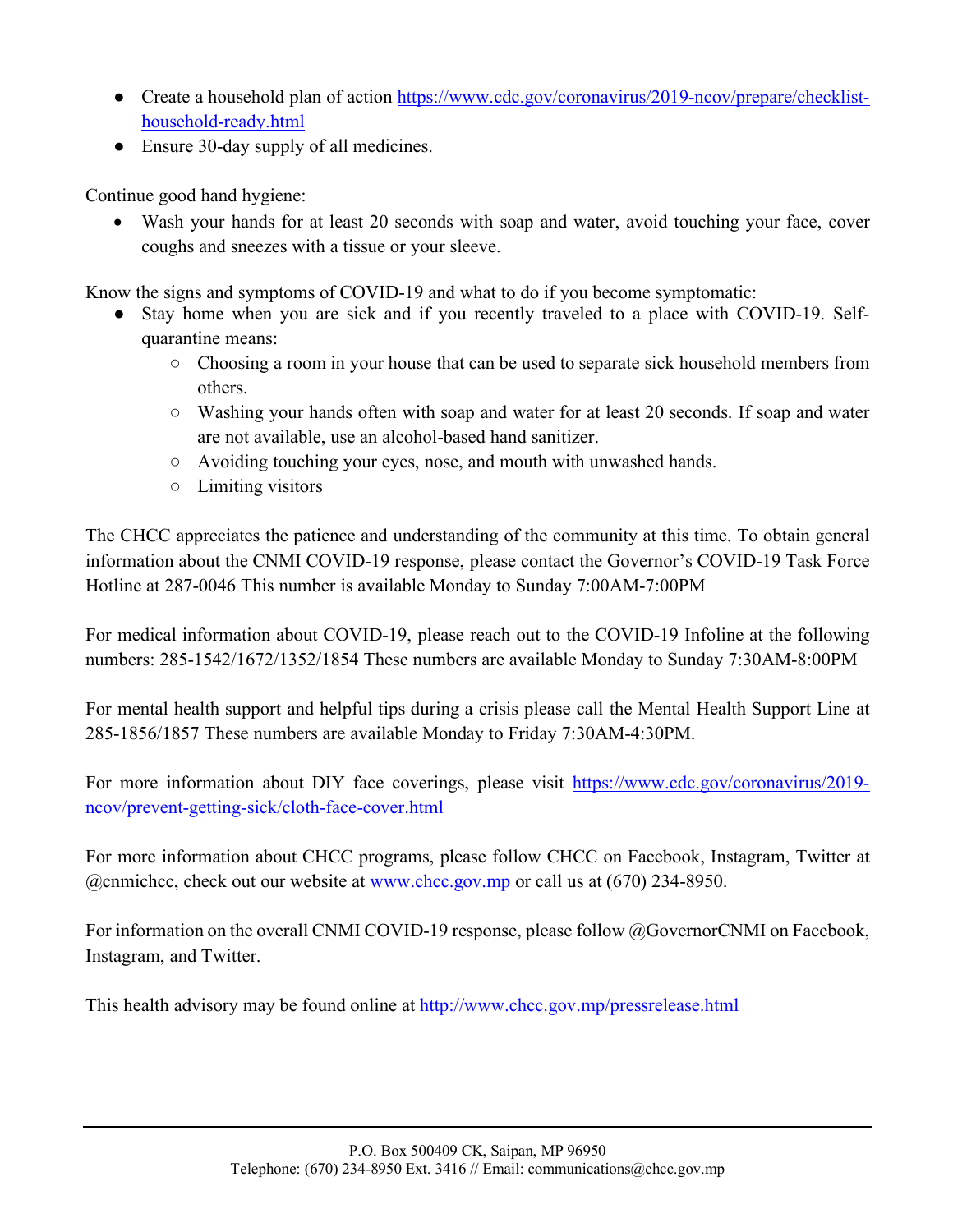- Create a household plan of action [https://www.cdc.gov/coronavirus/2019-ncov/prepare/checklist-household-ready.html](https://www.cdc.gov/coronavirus/2019-ncov/prepare/checklist-household-ready.html)
- Ensure 30-day supply of all medicines.

Continue good hand hygiene:

- Wash your hands for at least 20 seconds with soap and water, avoid touching your face, cover coughs and sneezes with a tissue or your sleeve.

Know the signs and symptoms of COVID-19 and what to do if you become symptomatic:

- Stay home when you are sick and if you recently traveled to a place with COVID-19. Self-quarantine means:
    - Choosing a room in your house that can be used to separate sick household members from others.
    - Washing your hands often with soap and water for at least 20 seconds. If soap and water are not available, use an alcohol-based hand sanitizer.
    - Avoiding touching your eyes, nose, and mouth with unwashed hands.
    - Limiting visitors

The CHCC appreciates the patience and understanding of the community at this time. To obtain general information about the CNMI COVID-19 response, please contact the Governor's COVID-19 Task Force Hotline at 287-0046 This number is available Monday to Sunday 7:00AM-7:00PM

For medical information about COVID-19, please reach out to the COVID-19 Infoline at the following numbers: 285-1542/1672/1352/1854 These numbers are available Monday to Sunday 7:30AM-8:00PM

For mental health support and helpful tips during a crisis please call the Mental Health Support Line at 285-1856/1857 These numbers are available Monday to Friday 7:30AM-4:30PM.

For more information about DIY face coverings, please visit [https://www.cdc.gov/coronavirus/2019-ncov/prevent-getting-sick/cloth-face-cover.html](https://www.cdc.gov/coronavirus/2019-ncov/prevent-getting-sick/cloth-face-cover.html)

For more information about CHCC programs, please follow CHCC on Facebook, Instagram, Twitter at @cnmichcc, check out our website at [www.chcc.gov.mp](www.chcc.gov.mp) or call us at (670) 234-8950.

For information on the overall CNMI COVID-19 response, please follow @GovernorCNMI on Facebook, Instagram, and Twitter.

This health advisory may be found online at [http://www.chcc.gov.mp/pressrelease.html](http://www.chcc.gov.mp/pressrelease.html)

P.O. Box 500409 CK, Saipan, MP 96950
Telephone: (670) 234-8950 Ext. 3416 // Email: communications@chcc.gov.mp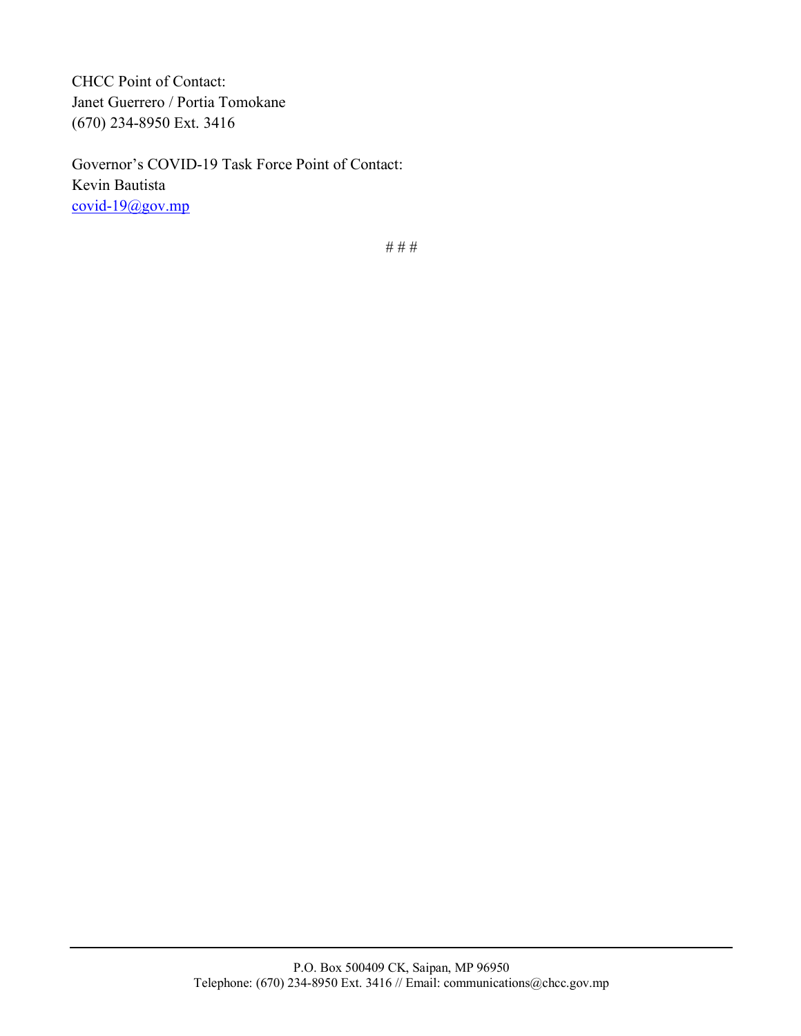CHCC Point of Contact:
Janet Guerrero / Portia Tomokane
(670) 234-8950 Ext. 3416

Governor's COVID-19 Task Force Point of Contact:
Kevin Bautista
covid-19@gov.mp

# # #